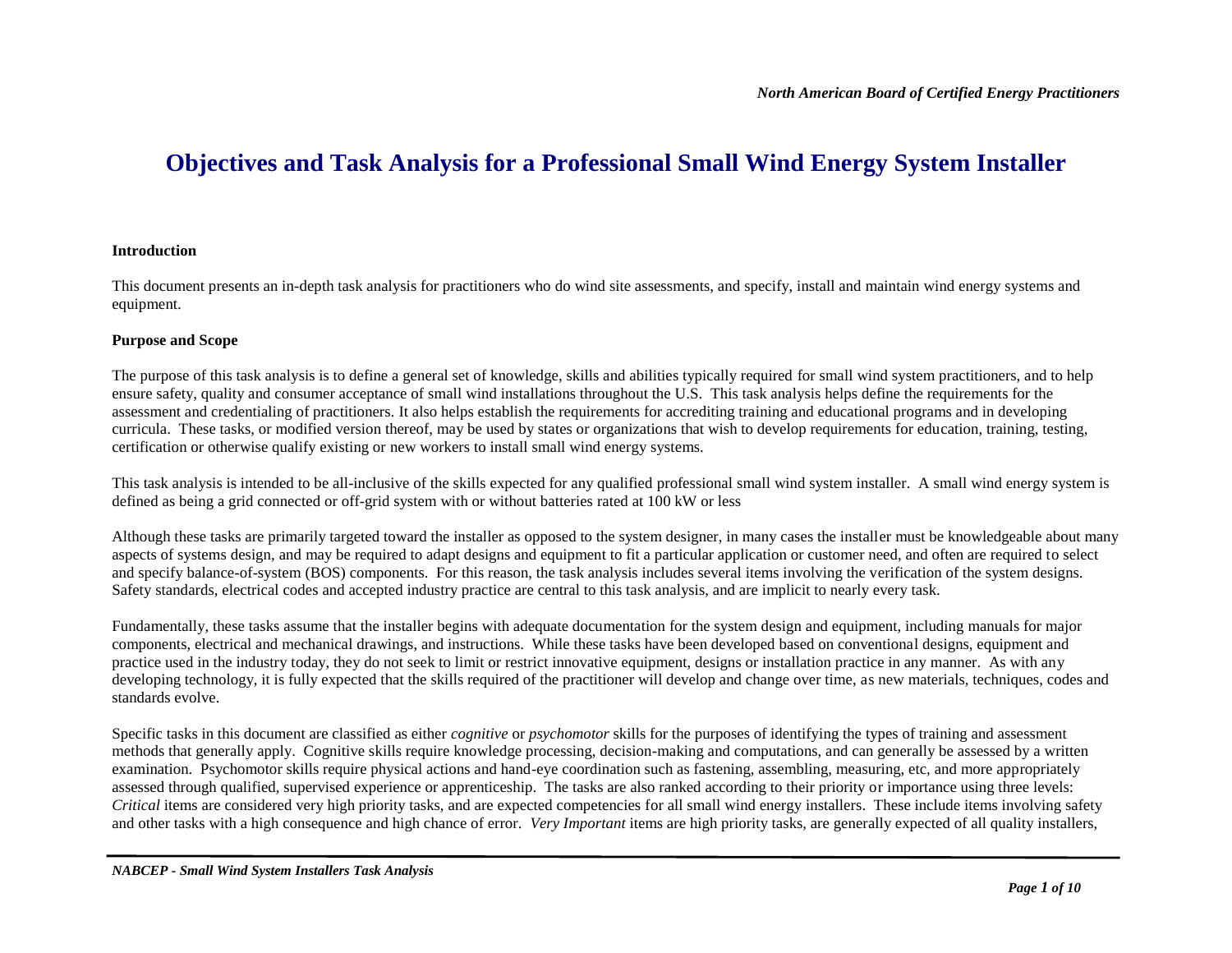# Objectives and Task Analysis for a Professional Small Wind Energy System Installer

**Introduction**

This document presents an in-depth task analysis for practitioners who do wind site assessments, and specify, install and maintain wind energy systems and equipment.

**Purpose and Scope**

The purpose of this task analysis is to define a general set of knowledge, skills and abilities typically required for small wind system practitioners, and to help ensure safety, quality and consumer acceptance of small wind installations throughout the U.S. This task analysis helps define the requirements for the assessment and credentialing of practitioners. It also helps establish the requirements for accrediting training and educational programs and in developing curricula. These tasks, or modified version thereof, may be used by states or organizations that wish to develop requirements for education, training, testing, certification or otherwise qualify existing or new workers to install small wind energy systems.

This task analysis is intended to be all-inclusive of the skills expected for any qualified professional small wind system installer. A small wind energy system is defined as being a grid connected or off-grid system with or without batteries rated at 100 kW or less

Although these tasks are primarily targeted toward the installer as opposed to the system designer, in many cases the installer must be knowledgeable about many aspects of systems design, and may be required to adapt designs and equipment to fit a particular application or customer need, and often are required to select and specify balance-of-system (BOS) components. For this reason, the task analysis includes several items involving the verification of the system designs. Safety standards, electrical codes and accepted industry practice are central to this task analysis, and are implicit to nearly every task.

Fundamentally, these tasks assume that the installer begins with adequate documentation for the system design and equipment, including manuals for major components, electrical and mechanical drawings, and instructions. While these tasks have been developed based on conventional designs, equipment and practice used in the industry today, they do not seek to limit or restrict innovative equipment, designs or installation practice in any manner. As with any developing technology, it is fully expected that the skills required of the practitioner will develop and change over time, as new materials, techniques, codes and standards evolve.

Specific tasks in this document are classified as either *cognitive* or *psychomotor* skills for the purposes of identifying the types of training and assessment methods that generally apply. Cognitive skills require knowledge processing, decision-making and computations, and can generally be assessed by a written examination. Psychomotor skills require physical actions and hand-eye coordination such as fastening, assembling, measuring, etc, and more appropriately assessed through qualified, supervised experience or apprenticeship. The tasks are also ranked according to their priority or importance using three levels: *Critical* items are considered very high priority tasks, and are expected competencies for all small wind energy installers. These include items involving safety and other tasks with a high consequence and high chance of error. *Very Important* items are high priority tasks, are generally expected of all quality installers,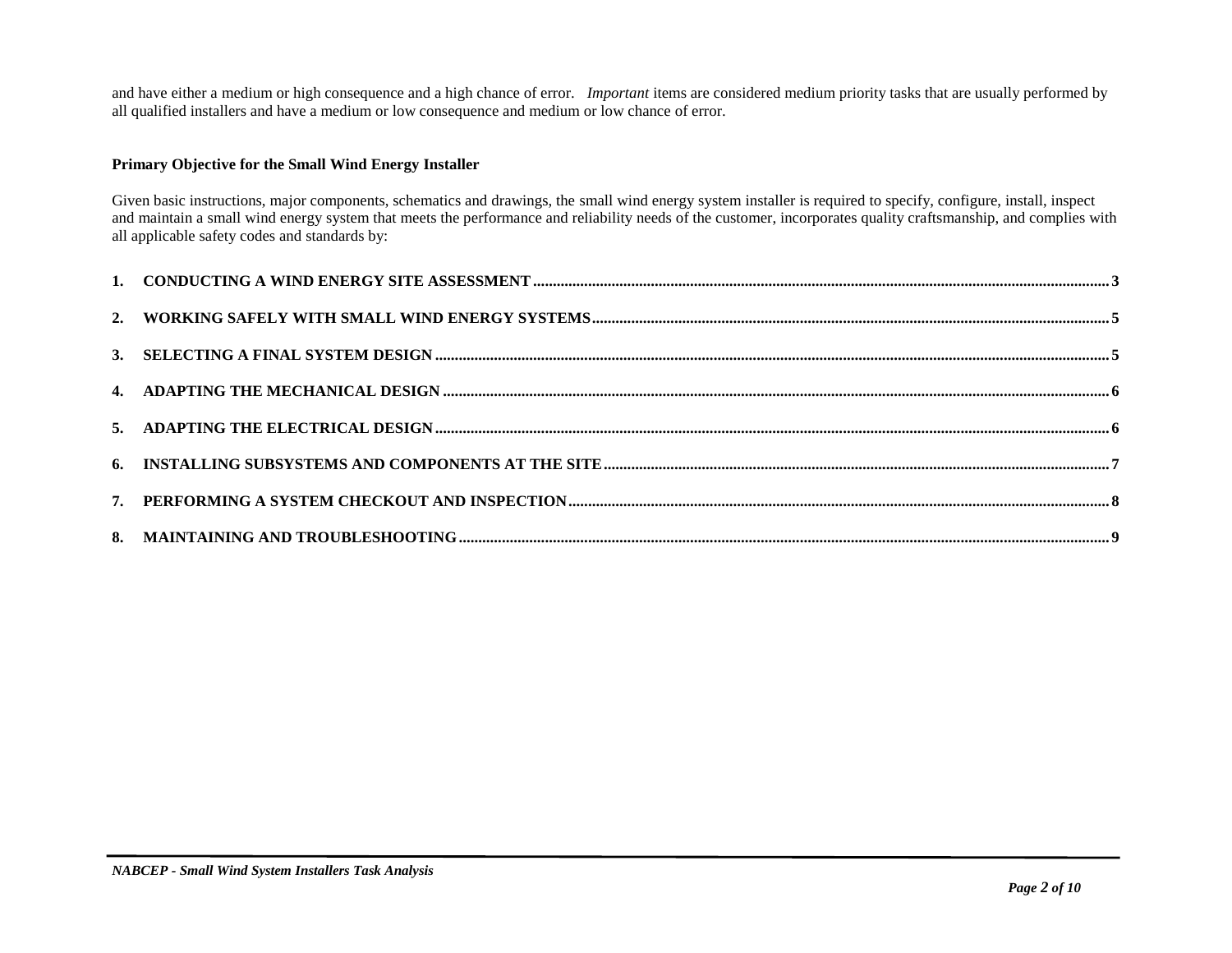and have either a medium or high consequence and a high chance of error. *Important* items are considered medium priority tasks that are usually performed by all qualified installers and have a medium or low consequence and medium or low chance of error.

**Primary Objective for the Small Wind Energy Installer**

Given basic instructions, major components, schematics and drawings, the small wind energy system installer is required to specify, configure, install, inspect and maintain a small wind energy system that meets the performance and reliability needs of the customer, incorporates quality craftsmanship, and complies with all applicable safety codes and standards by:

1. **CONDUCTING A WIND ENERGY SITE ASSESSMENT** ........ 3
2. **WORKING SAFELY WITH SMALL WIND ENERGY SYSTEMS** ........ 5
3. **SELECTING A FINAL SYSTEM DESIGN** ........ 5
4. **ADAPTING THE MECHANICAL DESIGN** ........ 6
5. **ADAPTING THE ELECTRICAL DESIGN** ........ 6
6. **INSTALLING SUBSYSTEMS AND COMPONENTS AT THE SITE** ........ 7
7. **PERFORMING A SYSTEM CHECKOUT AND INSPECTION** ........ 8
8. **MAINTAINING AND TROUBLESHOOTING** ........ 9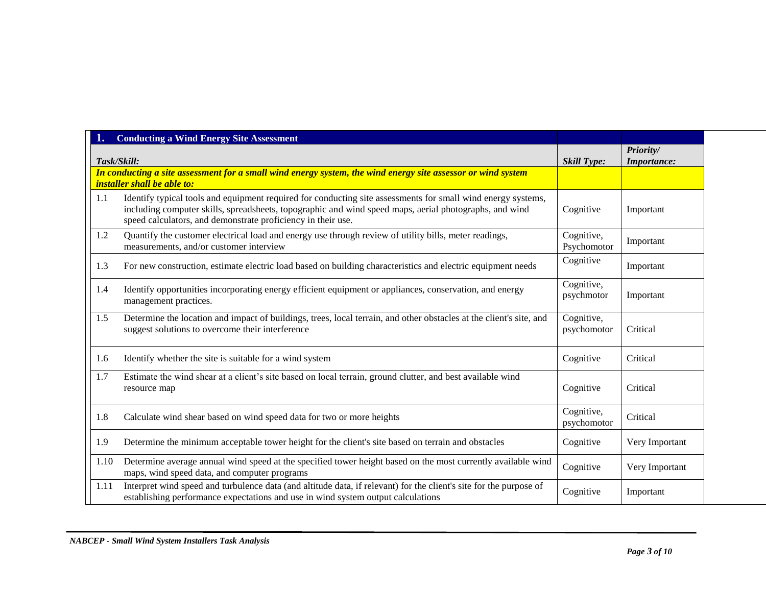| 1. **Conducting a Wind Energy Site Assessment** | | | |
|---|---|---|---|
| ***Task/Skill:*** | | ***Skill Type:*** | ***Priority/ Importance:*** |
| ***In conducting a site assessment for a small wind energy system, the wind energy site assessor or wind system installer shall be able to:*** | | | |
| 1.1 | Identify typical tools and equipment required for conducting site assessments for small wind energy systems, including computer skills, spreadsheets, topographic and wind speed maps, aerial photographs, and wind speed calculators, and demonstrate proficiency in their use. | Cognitive | Important |
| 1.2 | Quantify the customer electrical load and energy use through review of utility bills, meter readings, measurements, and/or customer interview | Cognitive, Psychomotor | Important |
| 1.3 | For new construction, estimate electric load based on building characteristics and electric equipment needs | Cognitive | Important |
| 1.4 | Identify opportunities incorporating energy efficient equipment or appliances, conservation, and energy management practices. | Cognitive, psychmotor | Important |
| 1.5 | Determine the location and impact of buildings, trees, local terrain, and other obstacles at the client's site, and suggest solutions to overcome their interference | Cognitive, psychomotor | Critical |
| 1.6 | Identify whether the site is suitable for a wind system | Cognitive | Critical |
| 1.7 | Estimate the wind shear at a client's site based on local terrain, ground clutter, and best available wind resource map | Cognitive | Critical |
| 1.8 | Calculate wind shear based on wind speed data for two or more heights | Cognitive, psychomotor | Critical |
| 1.9 | Determine the minimum acceptable tower height for the client's site based on terrain and obstacles | Cognitive | Very Important |
| 1.10 | Determine average annual wind speed at the specified tower height based on the most currently available wind maps, wind speed data, and computer programs | Cognitive | Very Important |
| 1.11 | Interpret wind speed and turbulence data (and altitude data, if relevant) for the client's site for the purpose of establishing performance expectations and use in wind system output calculations | Cognitive | Important |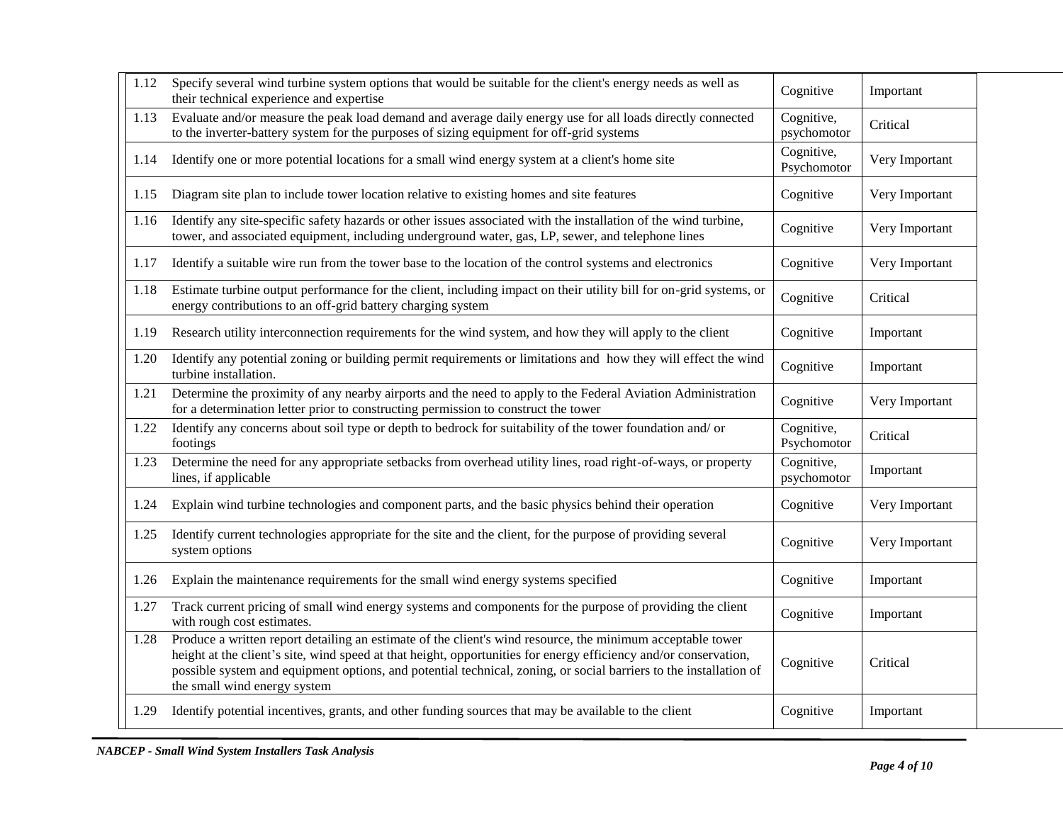| | | | |
|---|---|---|---|
| 1.12 | Specify several wind turbine system options that would be suitable for the client's energy needs as well as their technical experience and expertise | Cognitive | Important |
| 1.13 | Evaluate and/or measure the peak load demand and average daily energy use for all loads directly connected to the inverter-battery system for the purposes of sizing equipment for off-grid systems | Cognitive, psychomotor | Critical |
| 1.14 | Identify one or more potential locations for a small wind energy system at a client's home site | Cognitive, Psychomotor | Very Important |
| 1.15 | Diagram site plan to include tower location relative to existing homes and site features | Cognitive | Very Important |
| 1.16 | Identify any site-specific safety hazards or other issues associated with the installation of the wind turbine, tower, and associated equipment, including underground water, gas, LP, sewer, and telephone lines | Cognitive | Very Important |
| 1.17 | Identify a suitable wire run from the tower base to the location of the control systems and electronics | Cognitive | Very Important |
| 1.18 | Estimate turbine output performance for the client, including impact on their utility bill for on-grid systems, or energy contributions to an off-grid battery charging system | Cognitive | Critical |
| 1.19 | Research utility interconnection requirements for the wind system, and how they will apply to the client | Cognitive | Important |
| 1.20 | Identify any potential zoning or building permit requirements or limitations and how they will effect the wind turbine installation. | Cognitive | Important |
| 1.21 | Determine the proximity of any nearby airports and the need to apply to the Federal Aviation Administration for a determination letter prior to constructing permission to construct the tower | Cognitive | Very Important |
| 1.22 | Identify any concerns about soil type or depth to bedrock for suitability of the tower foundation and/ or footings | Cognitive, Psychomotor | Critical |
| 1.23 | Determine the need for any appropriate setbacks from overhead utility lines, road right-of-ways, or property lines, if applicable | Cognitive, psychomotor | Important |
| 1.24 | Explain wind turbine technologies and component parts, and the basic physics behind their operation | Cognitive | Very Important |
| 1.25 | Identify current technologies appropriate for the site and the client, for the purpose of providing several system options | Cognitive | Very Important |
| 1.26 | Explain the maintenance requirements for the small wind energy systems specified | Cognitive | Important |
| 1.27 | Track current pricing of small wind energy systems and components for the purpose of providing the client with rough cost estimates. | Cognitive | Important |
| 1.28 | Produce a written report detailing an estimate of the client's wind resource, the minimum acceptable tower height at the client's site, wind speed at that height, opportunities for energy efficiency and/or conservation, possible system and equipment options, and potential technical, zoning, or social barriers to the installation of the small wind energy system | Cognitive | Critical |
| 1.29 | Identify potential incentives, grants, and other funding sources that may be available to the client | Cognitive | Important |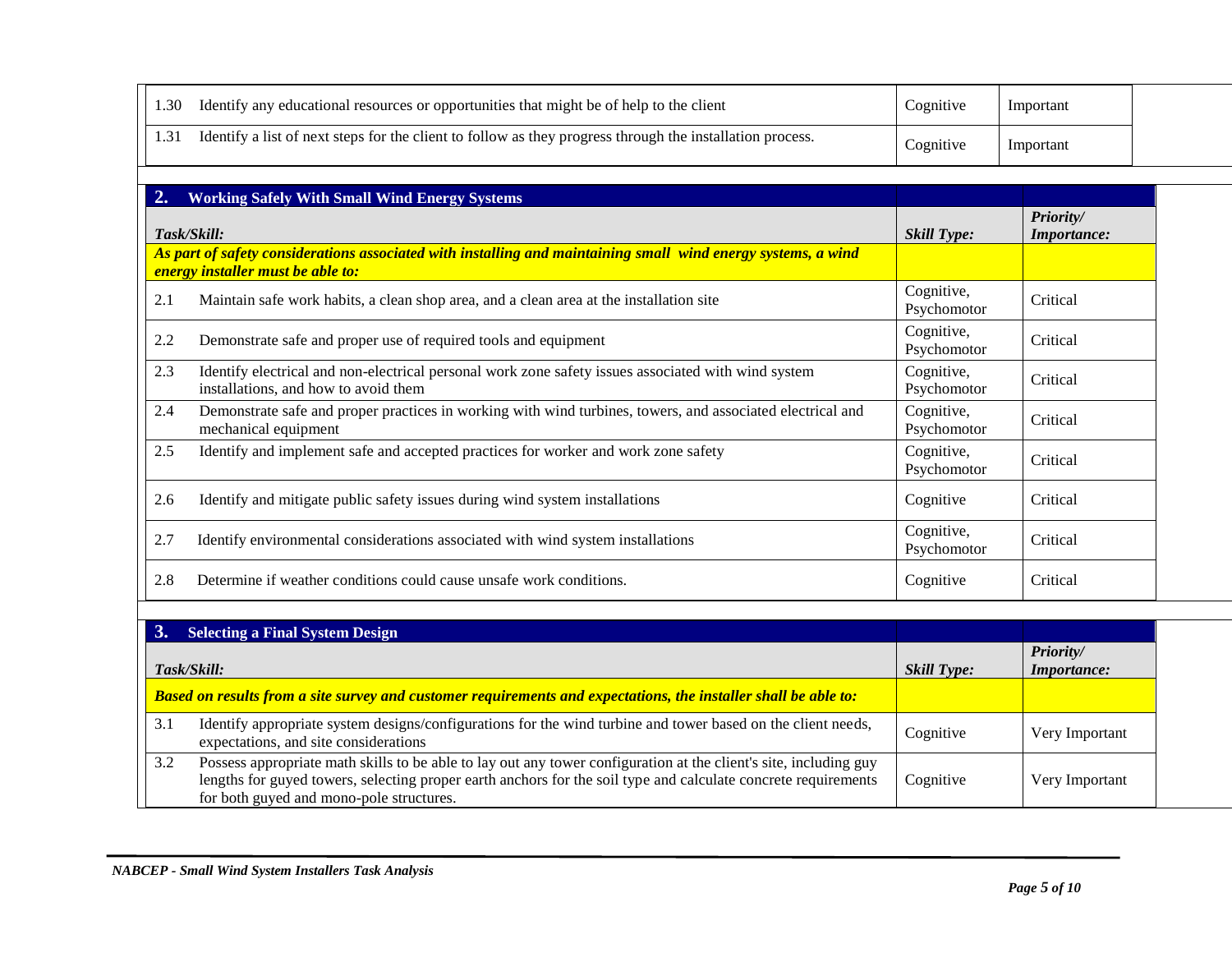| | | | |
|---|---|---|---|
| 1.30 | Identify any educational resources or opportunities that might be of help to the client | Cognitive | Important |
| 1.31 | Identify a list of next steps for the client to follow as they progress through the installation process. | Cognitive | Important |

## 2. Working Safely With Small Wind Energy Systems

| | *Task/Skill:* | *Skill Type:* | *Priority/ Importance:* |
|---|---|---|---|
| | ***As part of safety considerations associated with installing and maintaining small wind energy systems, a wind energy installer must be able to:*** | | |
| 2.1 | Maintain safe work habits, a clean shop area, and a clean area at the installation site | Cognitive, Psychomotor | Critical |
| 2.2 | Demonstrate safe and proper use of required tools and equipment | Cognitive, Psychomotor | Critical |
| 2.3 | Identify electrical and non-electrical personal work zone safety issues associated with wind system installations, and how to avoid them | Cognitive, Psychomotor | Critical |
| 2.4 | Demonstrate safe and proper practices in working with wind turbines, towers, and associated electrical and mechanical equipment | Cognitive, Psychomotor | Critical |
| 2.5 | Identify and implement safe and accepted practices for worker and work zone safety | Cognitive, Psychomotor | Critical |
| 2.6 | Identify and mitigate public safety issues during wind system installations | Cognitive | Critical |
| 2.7 | Identify environmental considerations associated with wind system installations | Cognitive, Psychomotor | Critical |
| 2.8 | Determine if weather conditions could cause unsafe work conditions. | Cognitive | Critical |

## 3. Selecting a Final System Design

| | *Task/Skill:* | *Skill Type:* | *Priority/ Importance:* |
|---|---|---|---|
| | ***Based on results from a site survey and customer requirements and expectations, the installer shall be able to:*** | | |
| 3.1 | Identify appropriate system designs/configurations for the wind turbine and tower based on the client needs, expectations, and site considerations | Cognitive | Very Important |
| 3.2 | Possess appropriate math skills to be able to lay out any tower configuration at the client's site, including guy lengths for guyed towers, selecting proper earth anchors for the soil type and calculate concrete requirements for both guyed and mono-pole structures. | Cognitive | Very Important |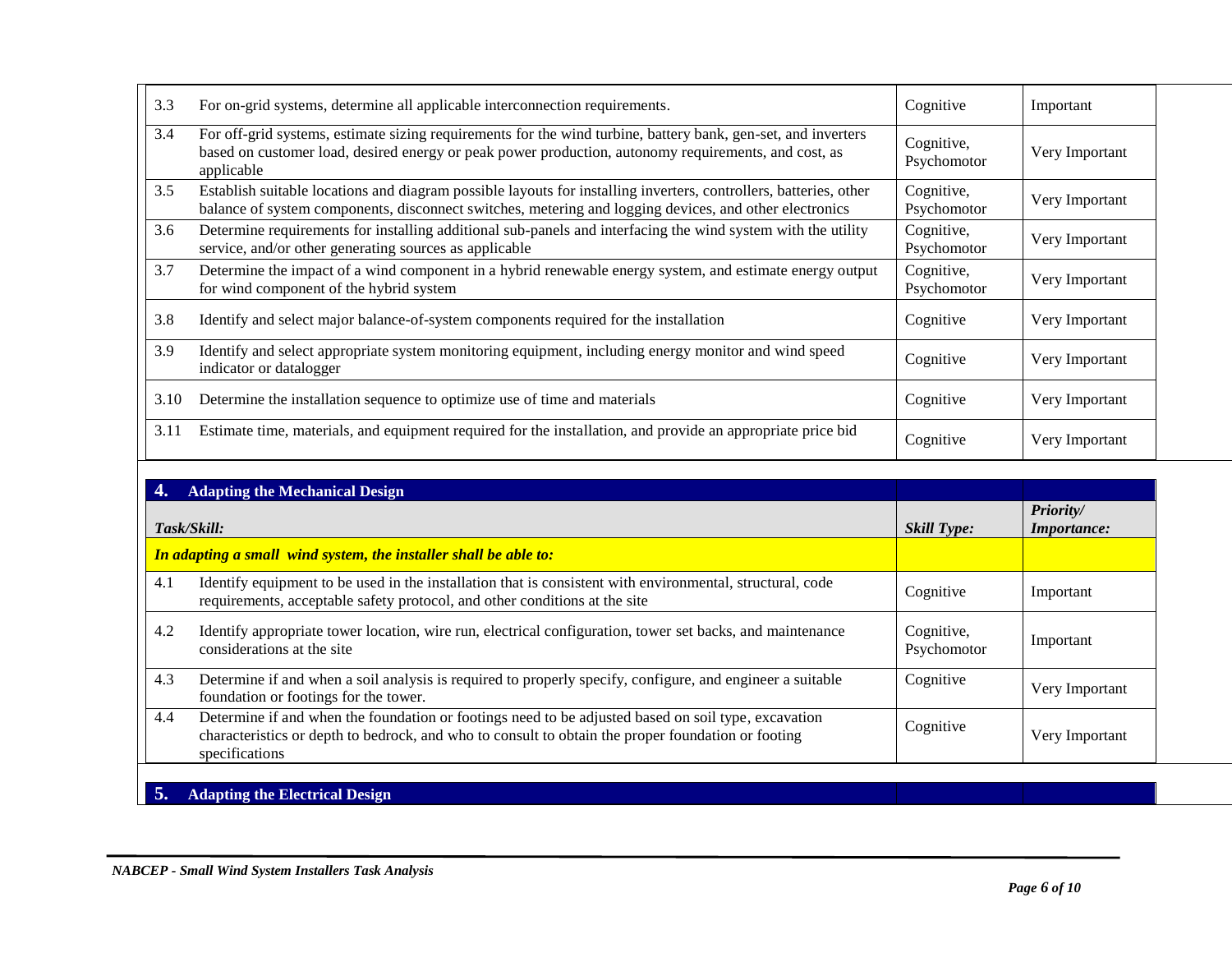| Task/Skill | | Skill Type | Priority/ Importance |
|---|---|---|---|
| 3.3 | For on-grid systems, determine all applicable interconnection requirements. | Cognitive | Important |
| 3.4 | For off-grid systems, estimate sizing requirements for the wind turbine, battery bank, gen-set, and inverters based on customer load, desired energy or peak power production, autonomy requirements, and cost, as applicable | Cognitive, Psychomotor | Very Important |
| 3.5 | Establish suitable locations and diagram possible layouts for installing inverters, controllers, batteries, other balance of system components, disconnect switches, metering and logging devices, and other electronics | Cognitive, Psychomotor | Very Important |
| 3.6 | Determine requirements for installing additional sub-panels and interfacing the wind system with the utility service, and/or other generating sources as applicable | Cognitive, Psychomotor | Very Important |
| 3.7 | Determine the impact of a wind component in a hybrid renewable energy system, and estimate energy output for wind component of the hybrid system | Cognitive, Psychomotor | Very Important |
| 3.8 | Identify and select major balance-of-system components required for the installation | Cognitive | Very Important |
| 3.9 | Identify and select appropriate system monitoring equipment, including energy monitor and wind speed indicator or datalogger | Cognitive | Very Important |
| 3.10 | Determine the installation sequence to optimize use of time and materials | Cognitive | Very Important |
| 3.11 | Estimate time, materials, and equipment required for the installation, and provide an appropriate price bid | Cognitive | Very Important |

## 4. Adapting the Mechanical Design

| *Task/Skill:* | | *Skill Type:* | *Priority/ Importance:* |
|---|---|---|---|
| ***In adapting a small wind system, the installer shall be able to:*** | | | |
| 4.1 | Identify equipment to be used in the installation that is consistent with environmental, structural, code requirements, acceptable safety protocol, and other conditions at the site | Cognitive | Important |
| 4.2 | Identify appropriate tower location, wire run, electrical configuration, tower set backs, and maintenance considerations at the site | Cognitive, Psychomotor | Important |
| 4.3 | Determine if and when a soil analysis is required to properly specify, configure, and engineer a suitable foundation or footings for the tower. | Cognitive | Very Important |
| 4.4 | Determine if and when the foundation or footings need to be adjusted based on soil type, excavation characteristics or depth to bedrock, and who to consult to obtain the proper foundation or footing specifications | Cognitive | Very Important |

## 5. Adapting the Electrical Design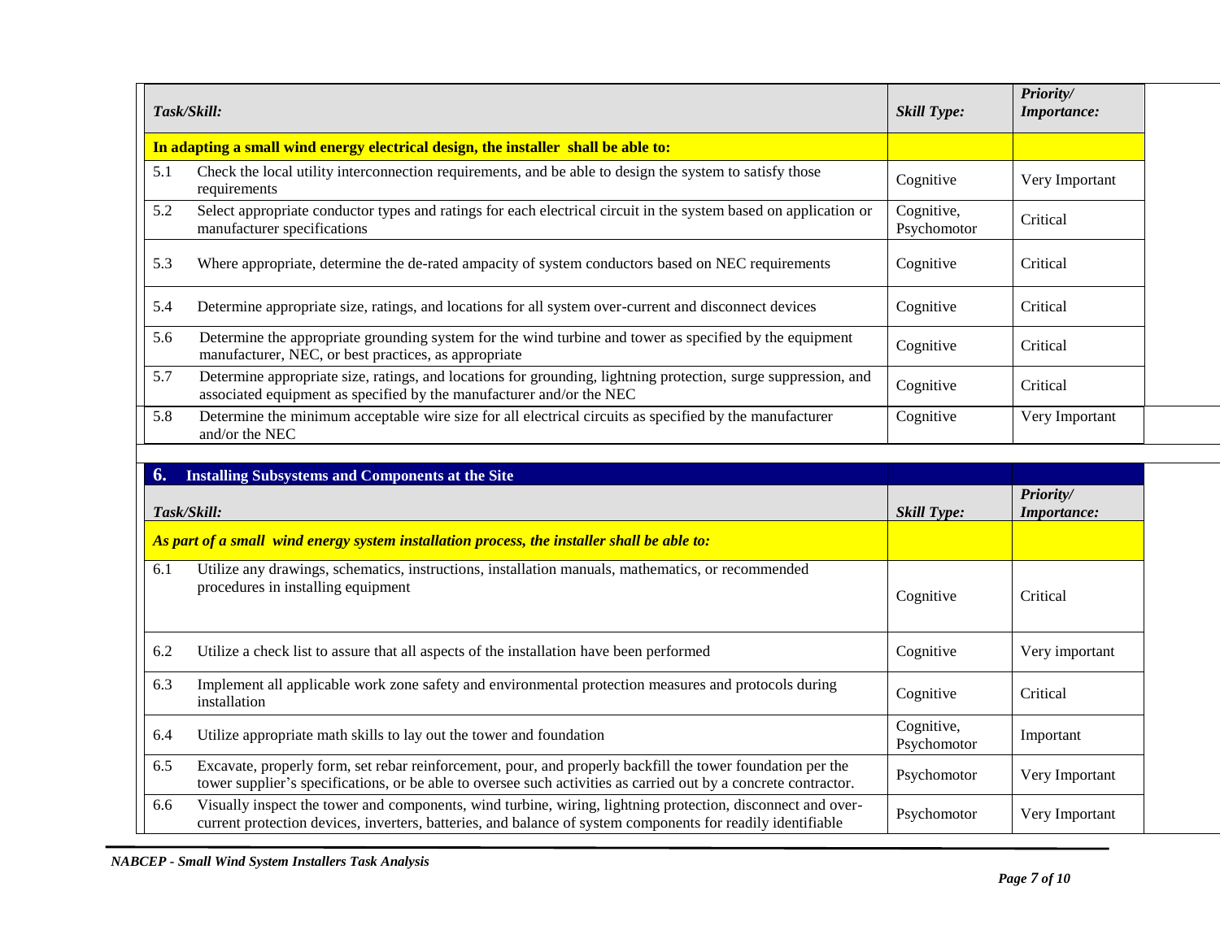| Task/Skill: | Skill Type: | Priority/ Importance: |
|---|---|---|
| **In adapting a small wind energy electrical design, the installer shall be able to:** | | |
| 5.1 Check the local utility interconnection requirements, and be able to design the system to satisfy those requirements | Cognitive | Very Important |
| 5.2 Select appropriate conductor types and ratings for each electrical circuit in the system based on application or manufacturer specifications | Cognitive, Psychomotor | Critical |
| 5.3 Where appropriate, determine the de-rated ampacity of system conductors based on NEC requirements | Cognitive | Critical |
| 5.4 Determine appropriate size, ratings, and locations for all system over-current and disconnect devices | Cognitive | Critical |
| 5.6 Determine the appropriate grounding system for the wind turbine and tower as specified by the equipment manufacturer, NEC, or best practices, as appropriate | Cognitive | Critical |
| 5.7 Determine appropriate size, ratings, and locations for grounding, lightning protection, surge suppression, and associated equipment as specified by the manufacturer and/or the NEC | Cognitive | Critical |
| 5.8 Determine the minimum acceptable wire size for all electrical circuits as specified by the manufacturer and/or the NEC | Cognitive | Very Important |

## 6. Installing Subsystems and Components at the Site

| Task/Skill: | Skill Type: | Priority/ Importance: |
|---|---|---|
| ***As part of a small wind energy system installation process, the installer shall be able to:*** | | |
| 6.1 Utilize any drawings, schematics, instructions, installation manuals, mathematics, or recommended procedures in installing equipment | Cognitive | Critical |
| 6.2 Utilize a check list to assure that all aspects of the installation have been performed | Cognitive | Very important |
| 6.3 Implement all applicable work zone safety and environmental protection measures and protocols during installation | Cognitive | Critical |
| 6.4 Utilize appropriate math skills to lay out the tower and foundation | Cognitive, Psychomotor | Important |
| 6.5 Excavate, properly form, set rebar reinforcement, pour, and properly backfill the tower foundation per the tower supplier's specifications, or be able to oversee such activities as carried out by a concrete contractor. | Psychomotor | Very Important |
| 6.6 Visually inspect the tower and components, wind turbine, wiring, lightning protection, disconnect and over-current protection devices, inverters, batteries, and balance of system components for readily identifiable | Psychomotor | Very Important |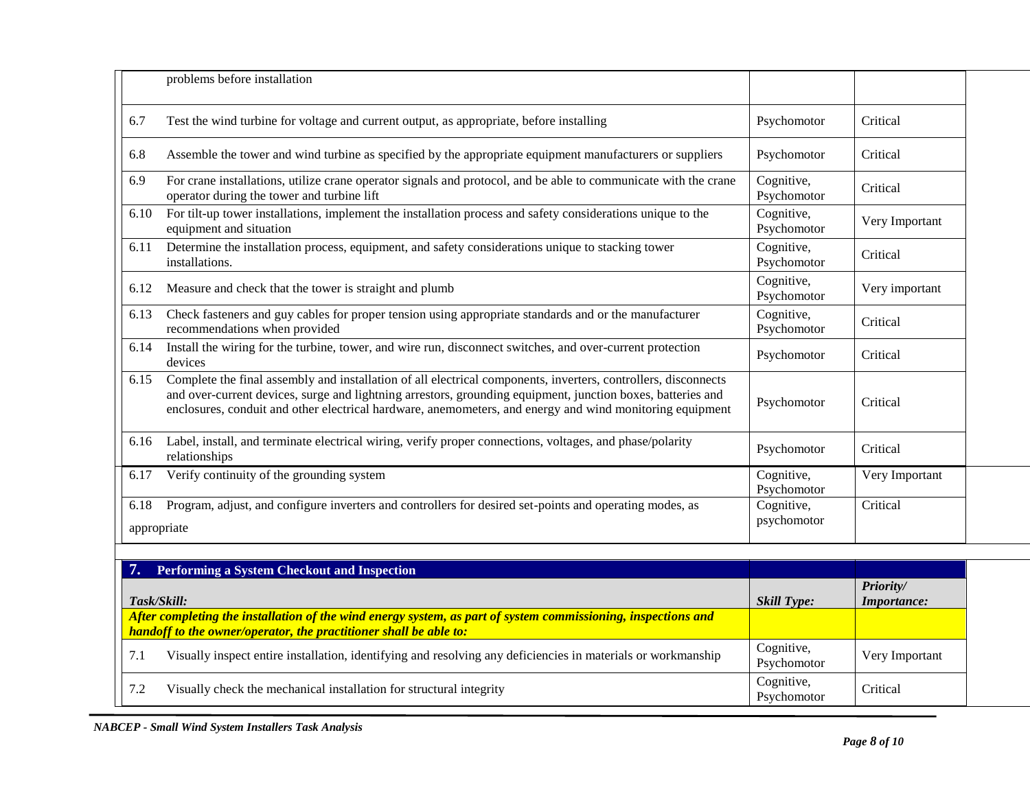| Task/Skill | Skill Type | Priority/ Importance |
|---|---|---|
| problems before installation | | |
| 6.7 Test the wind turbine for voltage and current output, as appropriate, before installing | Psychomotor | Critical |
| 6.8 Assemble the tower and wind turbine as specified by the appropriate equipment manufacturers or suppliers | Psychomotor | Critical |
| 6.9 For crane installations, utilize crane operator signals and protocol, and be able to communicate with the crane operator during the tower and turbine lift | Cognitive, Psychomotor | Critical |
| 6.10 For tilt-up tower installations, implement the installation process and safety considerations unique to the equipment and situation | Cognitive, Psychomotor | Very Important |
| 6.11 Determine the installation process, equipment, and safety considerations unique to stacking tower installations. | Cognitive, Psychomotor | Critical |
| 6.12 Measure and check that the tower is straight and plumb | Cognitive, Psychomotor | Very important |
| 6.13 Check fasteners and guy cables for proper tension using appropriate standards and or the manufacturer recommendations when provided | Cognitive, Psychomotor | Critical |
| 6.14 Install the wiring for the turbine, tower, and wire run, disconnect switches, and over-current protection devices | Psychomotor | Critical |
| 6.15 Complete the final assembly and installation of all electrical components, inverters, controllers, disconnects and over-current devices, surge and lightning arrestors, grounding equipment, junction boxes, batteries and enclosures, conduit and other electrical hardware, anemometers, and energy and wind monitoring equipment | Psychomotor | Critical |
| 6.16 Label, install, and terminate electrical wiring, verify proper connections, voltages, and phase/polarity relationships | Psychomotor | Critical |
| 6.17 Verify continuity of the grounding system | Cognitive, Psychomotor | Very Important |
| 6.18 Program, adjust, and configure inverters and controllers for desired set-points and operating modes, as appropriate | Cognitive, psychomotor | Critical |

## 7. Performing a System Checkout and Inspection

| *Task/Skill:* | *Skill Type:* | *Priority/ Importance:* |
|---|---|---|
| ***After completing the installation of the wind energy system, as part of system commissioning, inspections and handoff to the owner/operator, the practitioner shall be able to:*** | | |
| 7.1 Visually inspect entire installation, identifying and resolving any deficiencies in materials or workmanship | Cognitive, Psychomotor | Very Important |
| 7.2 Visually check the mechanical installation for structural integrity | Cognitive, Psychomotor | Critical |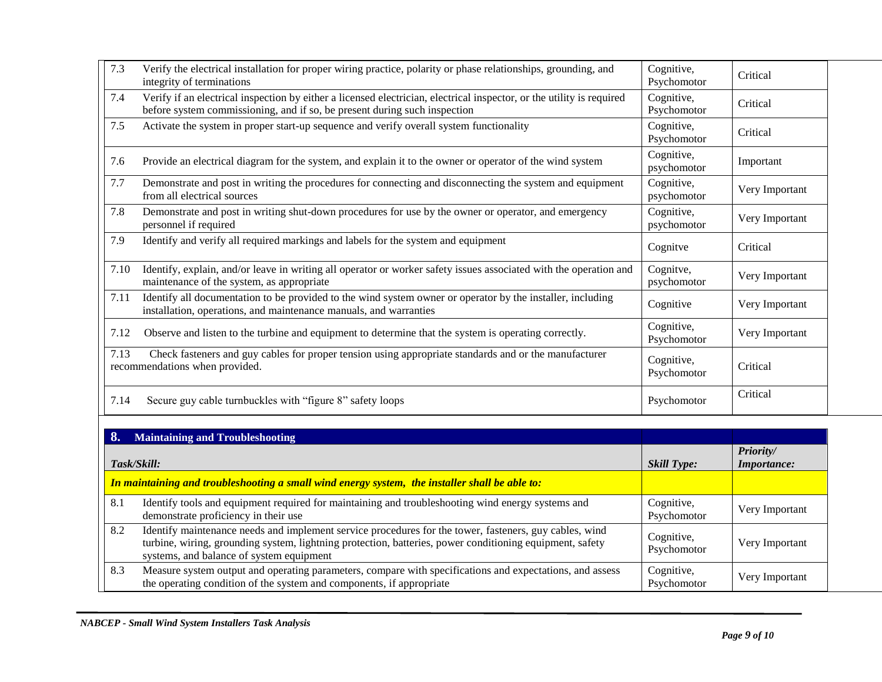| Task/Skill | Skill Type | Priority/ Importance |
|---|---|---|
| 7.3 Verify the electrical installation for proper wiring practice, polarity or phase relationships, grounding, and integrity of terminations | Cognitive, Psychomotor | Critical |
| 7.4 Verify if an electrical inspection by either a licensed electrician, electrical inspector, or the utility is required before system commissioning, and if so, be present during such inspection | Cognitive, Psychomotor | Critical |
| 7.5 Activate the system in proper start-up sequence and verify overall system functionality | Cognitive, Psychomotor | Critical |
| 7.6 Provide an electrical diagram for the system, and explain it to the owner or operator of the wind system | Cognitive, psychomotor | Important |
| 7.7 Demonstrate and post in writing the procedures for connecting and disconnecting the system and equipment from all electrical sources | Cognitive, psychomotor | Very Important |
| 7.8 Demonstrate and post in writing shut-down procedures for use by the owner or operator, and emergency personnel if required | Cognitive, psychomotor | Very Important |
| 7.9 Identify and verify all required markings and labels for the system and equipment | Cognitve | Critical |
| 7.10 Identify, explain, and/or leave in writing all operator or worker safety issues associated with the operation and maintenance of the system, as appropriate | Cognitve, psychomotor | Very Important |
| 7.11 Identify all documentation to be provided to the wind system owner or operator by the installer, including installation, operations, and maintenance manuals, and warranties | Cognitive | Very Important |
| 7.12 Observe and listen to the turbine and equipment to determine that the system is operating correctly. | Cognitive, Psychomotor | Very Important |
| 7.13 Check fasteners and guy cables for proper tension using appropriate standards and or the manufacturer recommendations when provided. | Cognitive, Psychomotor | Critical |
| 7.14 Secure guy cable turnbuckles with "figure 8" safety loops | Psychomotor | Critical |

## 8. Maintaining and Troubleshooting

| *Task/Skill:* | *Skill Type:* | *Priority/ Importance:* |
|---|---|---|
| ***In maintaining and troubleshooting a small wind energy system, the installer shall be able to:*** | | |
| 8.1 Identify tools and equipment required for maintaining and troubleshooting wind energy systems and demonstrate proficiency in their use | Cognitive, Psychomotor | Very Important |
| 8.2 Identify maintenance needs and implement service procedures for the tower, fasteners, guy cables, wind turbine, wiring, grounding system, lightning protection, batteries, power conditioning equipment, safety systems, and balance of system equipment | Cognitive, Psychomotor | Very Important |
| 8.3 Measure system output and operating parameters, compare with specifications and expectations, and assess the operating condition of the system and components, if appropriate | Cognitive, Psychomotor | Very Important |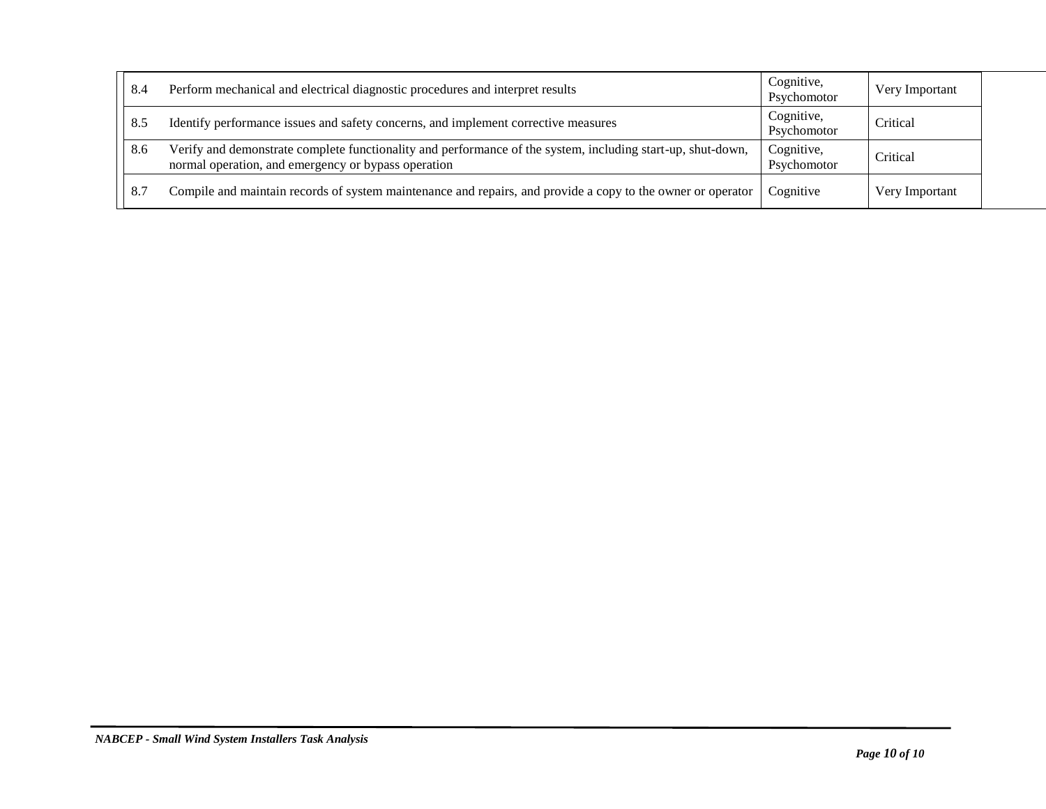| | | | |
|---|---|---|---|
| 8.4 | Perform mechanical and electrical diagnostic procedures and interpret results | Cognitive, Psychomotor | Very Important |
| 8.5 | Identify performance issues and safety concerns, and implement corrective measures | Cognitive, Psychomotor | Critical |
| 8.6 | Verify and demonstrate complete functionality and performance of the system, including start-up, shut-down, normal operation, and emergency or bypass operation | Cognitive, Psychomotor | Critical |
| 8.7 | Compile and maintain records of system maintenance and repairs, and provide a copy to the owner or operator | Cognitive | Very Important |